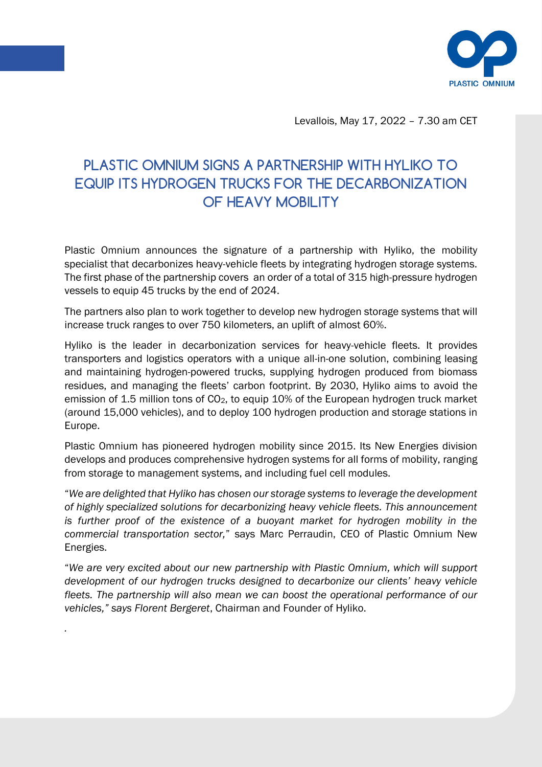Levallois, May 17, 2022 – 7.30 am CET

# PLASTIC OMNIUM SIGNS A PARTNERSHIP WITH HYLIKO TO EQUIP ITS HYDROGEN TRUCKS FOR THE DECARBONIZATION OF HEAVY MOBILITY

Plastic Omnium announces the signature of a partnership with Hyliko, the mobility specialist that decarbonizes heavy-vehicle fleets by integrating hydrogen storage systems. The first phase of the partnership covers an order of a total of 315 high-pressure hydrogen vessels to equip 45 trucks by the end of 2024.

The partners also plan to work together to develop new hydrogen storage systems that will increase truck ranges to over 750 kilometers, an uplift of almost 60%.

Hyliko is the leader in decarbonization services for heavy-vehicle fleets. It provides transporters and logistics operators with a unique all-in-one solution, combining leasing and maintaining hydrogen-powered trucks, supplying hydrogen produced from biomass residues, and managing the fleets' carbon footprint. By 2030, Hyliko aims to avoid the emission of 1.5 million tons of $CO_2$, to equip 10% of the European hydrogen truck market (around 15,000 vehicles), and to deploy 100 hydrogen production and storage stations in Europe.

Plastic Omnium has pioneered hydrogen mobility since 2015. Its New Energies division develops and produces comprehensive hydrogen systems for all forms of mobility, ranging from storage to management systems, and including fuel cell modules.

"*We are delighted that Hyliko has chosen our storage systems to leverage the development of highly specialized solutions for decarbonizing heavy vehicle fleets. This announcement is further proof of the existence of a buoyant market for hydrogen mobility in the commercial transportation sector,*" says Marc Perraudin, CEO of Plastic Omnium New Energies.

"*We are very excited about our new partnership with Plastic Omnium, which will support development of our hydrogen trucks designed to decarbonize our clients' heavy vehicle fleets. The partnership will also mean we can boost the operational performance of our vehicles," says Florent Bergeret*, Chairman and Founder of Hyliko.

.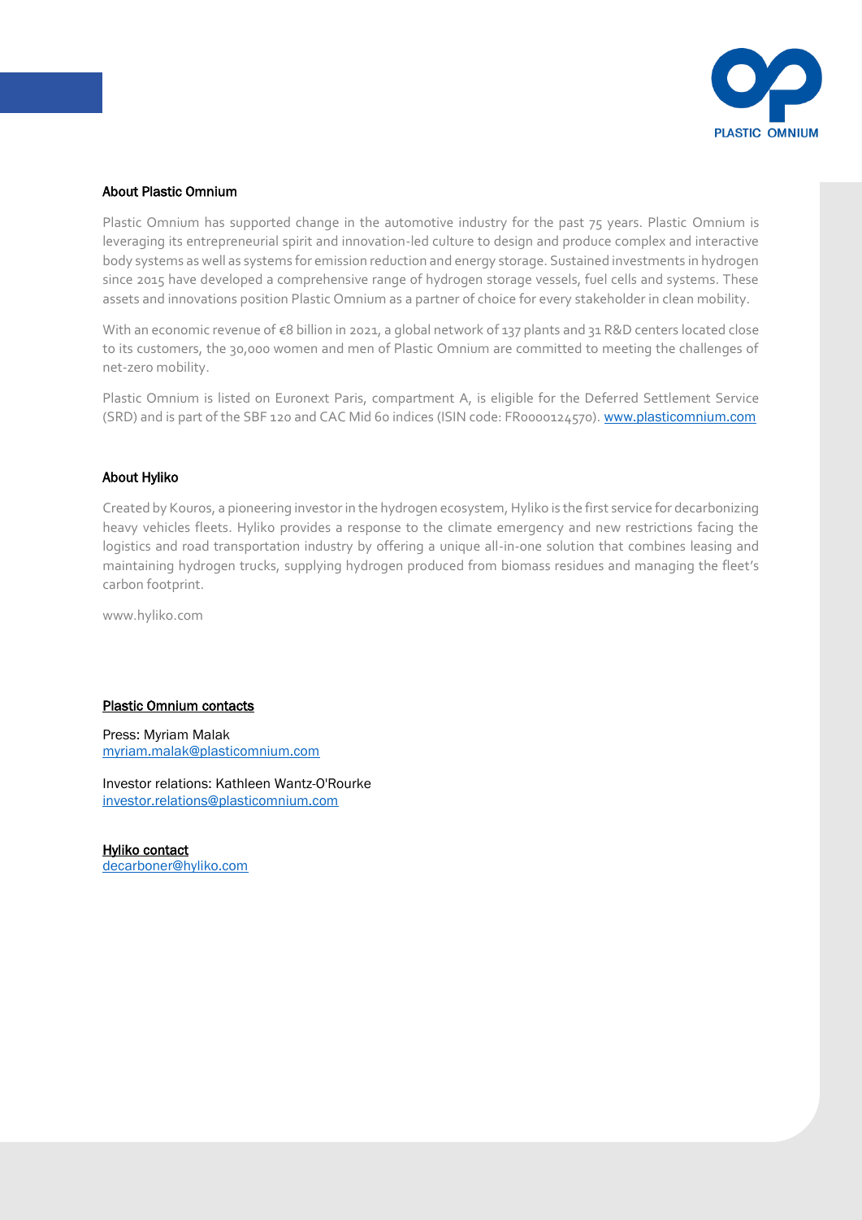## About Plastic Omnium

Plastic Omnium has supported change in the automotive industry for the past 75 years. Plastic Omnium is leveraging its entrepreneurial spirit and innovation-led culture to design and produce complex and interactive body systems as well as systems for emission reduction and energy storage. Sustained investments in hydrogen since 2015 have developed a comprehensive range of hydrogen storage vessels, fuel cells and systems. These assets and innovations position Plastic Omnium as a partner of choice for every stakeholder in clean mobility.

With an economic revenue of €8 billion in 2021, a global network of 137 plants and 31 R&D centers located close to its customers, the 30,000 women and men of Plastic Omnium are committed to meeting the challenges of net-zero mobility.

Plastic Omnium is listed on Euronext Paris, compartment A, is eligible for the Deferred Settlement Service (SRD) and is part of the SBF 120 and CAC Mid 60 indices (ISIN code: FR0000124570). www.plasticomnium.com

## About Hyliko

Created by Kouros, a pioneering investor in the hydrogen ecosystem, Hyliko is the first service for decarbonizing heavy vehicles fleets. Hyliko provides a response to the climate emergency and new restrictions facing the logistics and road transportation industry by offering a unique all-in-one solution that combines leasing and maintaining hydrogen trucks, supplying hydrogen produced from biomass residues and managing the fleet's carbon footprint.

www.hyliko.com

**Plastic Omnium contacts**

Press: Myriam Malak
myriam.malak@plasticomnium.com

Investor relations: Kathleen Wantz-O'Rourke
investor.relations@plasticomnium.com

**Hyliko contact**
decarboner@hyliko.com